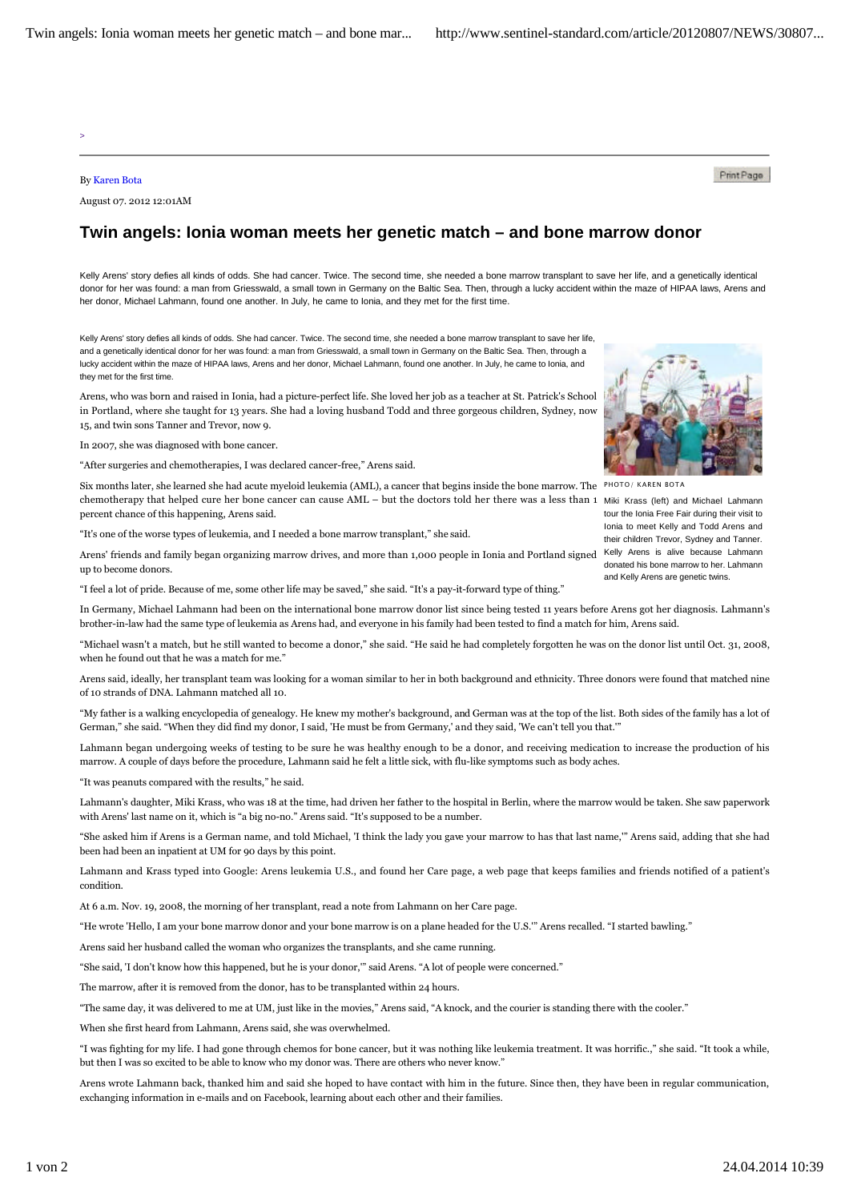By Karen Bota

August 07. 2012 12:01AM

# Twin angels: Ionia woman meets her genetic match – and bone marrow donor

Kelly Arens' story defies all kinds of odds. She had cancer. Twice. The second time, she needed a bone marrow transplant to save her life, and a genetically identical donor for her was found: a man from Griesswald, a small town in Germany on the Baltic Sea. Then, through a lucky accident within the maze of HIPAA laws, Arens and her donor, Michael Lahmann, found one another. In July, he came to Ionia, and they met for the first time.

Kelly Arens' story defies all kinds of odds. She had cancer. Twice. The second time, she needed a bone marrow transplant to save her life, and a genetically identical donor for her was found: a man from Griesswald, a small town in Germany on the Baltic Sea. Then, through a lucky accident within the maze of HIPAA laws, Arens and her donor, Michael Lahmann, found one another. In July, he came to Ionia, and they met for the first time.

PHOTO/ KAREN BOTA

Miki Krass (left) and Michael Lahmann tour the Ionia Free Fair during their visit to Ionia to meet Kelly and Todd Arens and their children Trevor, Sydney and Tanner. Kelly Arens is alive because Lahmann donated his bone marrow to her. Lahmann and Kelly Arens are genetic twins.

Arens, who was born and raised in Ionia, had a picture-perfect life. She loved her job as a teacher at St. Patrick's School in Portland, where she taught for 13 years. She had a loving husband Todd and three gorgeous children, Sydney, now 15, and twin sons Tanner and Trevor, now 9.

In 2007, she was diagnosed with bone cancer.

“After surgeries and chemotherapies, I was declared cancer-free,” Arens said.

Six months later, she learned she had acute myeloid leukemia (AML), a cancer that begins inside the bone marrow. The chemotherapy that helped cure her bone cancer can cause AML – but the doctors told her there was a less than 1 percent chance of this happening, Arens said.

“It's one of the worse types of leukemia, and I needed a bone marrow transplant,” she said.

Arens' friends and family began organizing marrow drives, and more than 1,000 people in Ionia and Portland signed up to become donors.

“I feel a lot of pride. Because of me, some other life may be saved,” she said. “It's a pay-it-forward type of thing.”

In Germany, Michael Lahmann had been on the international bone marrow donor list since being tested 11 years before Arens got her diagnosis. Lahmann's brother-in-law had the same type of leukemia as Arens had, and everyone in his family had been tested to find a match for him, Arens said.

“Michael wasn't a match, but he still wanted to become a donor,” she said. “He said he had completely forgotten he was on the donor list until Oct. 31, 2008, when he found out that he was a match for me.”

Arens said, ideally, her transplant team was looking for a woman similar to her in both background and ethnicity. Three donors were found that matched nine of 10 strands of DNA. Lahmann matched all 10.

“My father is a walking encyclopedia of genealogy. He knew my mother's background, and German was at the top of the list. Both sides of the family has a lot of German,” she said. “When they did find my donor, I said, 'He must be from Germany,' and they said, 'We can't tell you that.'”

Lahmann began undergoing weeks of testing to be sure he was healthy enough to be a donor, and receiving medication to increase the production of his marrow. A couple of days before the procedure, Lahmann said he felt a little sick, with flu-like symptoms such as body aches.

“It was peanuts compared with the results,” he said.

Lahmann's daughter, Miki Krass, who was 18 at the time, had driven her father to the hospital in Berlin, where the marrow would be taken. She saw paperwork with Arens' last name on it, which is “a big no-no.” Arens said. “It's supposed to be a number.

“She asked him if Arens is a German name, and told Michael, 'I think the lady you gave your marrow to has that last name,'” Arens said, adding that she had been had been an inpatient at UM for 90 days by this point.

Lahmann and Krass typed into Google: Arens leukemia U.S., and found her Care page, a web page that keeps families and friends notified of a patient's condition.

At 6 a.m. Nov. 19, 2008, the morning of her transplant, read a note from Lahmann on her Care page.

“He wrote 'Hello, I am your bone marrow donor and your bone marrow is on a plane headed for the U.S.'” Arens recalled. “I started bawling.”

Arens said her husband called the woman who organizes the transplants, and she came running.

“She said, 'I don't know how this happened, but he is your donor,'” said Arens. “A lot of people were concerned.”

The marrow, after it is removed from the donor, has to be transplanted within 24 hours.

“The same day, it was delivered to me at UM, just like in the movies,” Arens said, “A knock, and the courier is standing there with the cooler.”

When she first heard from Lahmann, Arens said, she was overwhelmed.

“I was fighting for my life. I had gone through chemos for bone cancer, but it was nothing like leukemia treatment. It was horrific.,” she said. “It took a while, but then I was so excited to be able to know who my donor was. There are others who never know.”

Arens wrote Lahmann back, thanked him and said she hoped to have contact with him in the future. Since then, they have been in regular communication, exchanging information in e-mails and on Facebook, learning about each other and their families.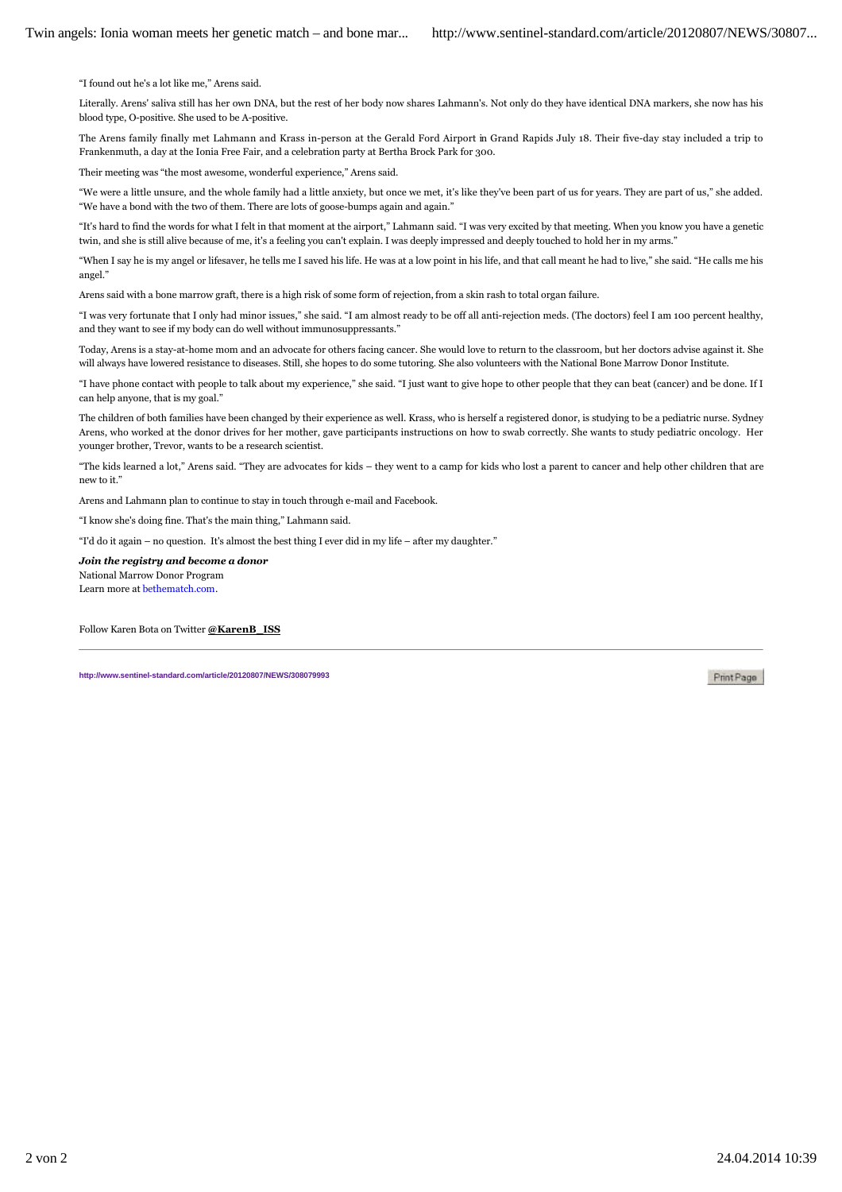"I found out he's a lot like me," Arens said.

Literally. Arens' saliva still has her own DNA, but the rest of her body now shares Lahmann's. Not only do they have identical DNA markers, she now has his blood type, O-positive. She used to be A-positive.

The Arens family finally met Lahmann and Krass in-person at the Gerald Ford Airport in Grand Rapids July 18. Their five-day stay included a trip to Frankenmuth, a day at the Ionia Free Fair, and a celebration party at Bertha Brock Park for 300.

Their meeting was "the most awesome, wonderful experience," Arens said.

"We were a little unsure, and the whole family had a little anxiety, but once we met, it's like they've been part of us for years. They are part of us," she added. "We have a bond with the two of them. There are lots of goose-bumps again and again."

"It's hard to find the words for what I felt in that moment at the airport," Lahmann said. "I was very excited by that meeting. When you know you have a genetic twin, and she is still alive because of me, it's a feeling you can't explain. I was deeply impressed and deeply touched to hold her in my arms."

"When I say he is my angel or lifesaver, he tells me I saved his life. He was at a low point in his life, and that call meant he had to live," she said. "He calls me his angel."

Arens said with a bone marrow graft, there is a high risk of some form of rejection, from a skin rash to total organ failure.

"I was very fortunate that I only had minor issues," she said. "I am almost ready to be off all anti-rejection meds. (The doctors) feel I am 100 percent healthy, and they want to see if my body can do well without immunosuppressants."

Today, Arens is a stay-at-home mom and an advocate for others facing cancer. She would love to return to the classroom, but her doctors advise against it. She will always have lowered resistance to diseases. Still, she hopes to do some tutoring. She also volunteers with the National Bone Marrow Donor Institute.

"I have phone contact with people to talk about my experience," she said. "I just want to give hope to other people that they can beat (cancer) and be done. If I can help anyone, that is my goal."

The children of both families have been changed by their experience as well. Krass, who is herself a registered donor, is studying to be a pediatric nurse. Sydney Arens, who worked at the donor drives for her mother, gave participants instructions on how to swab correctly. She wants to study pediatric oncology. Her younger brother, Trevor, wants to be a research scientist.

"The kids learned a lot," Arens said. "They are advocates for kids – they went to a camp for kids who lost a parent to cancer and help other children that are new to it."

Arens and Lahmann plan to continue to stay in touch through e-mail and Facebook.

"I know she's doing fine. That's the main thing," Lahmann said.

"I'd do it again – no question. It's almost the best thing I ever did in my life – after my daughter."

***Join the registry and become a donor***
National Marrow Donor Program
Learn more at bethematch.com.

Follow Karen Bota on Twitter **@KarenB_ISS**

http://www.sentinel-standard.com/article/20120807/NEWS/308079993

Print Page